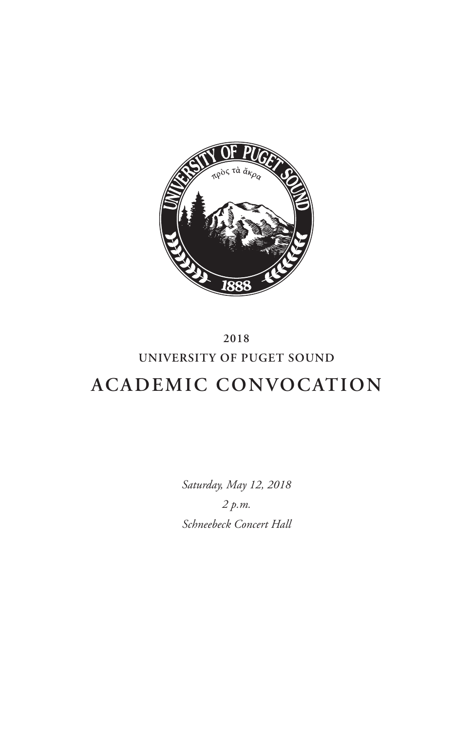2018

UNIVERSITY OF PUGET SOUND

# ACADEMIC CONVOCATION

*Saturday, May 12, 2018*

*2 p.m.*

*Schneebeck Concert Hall*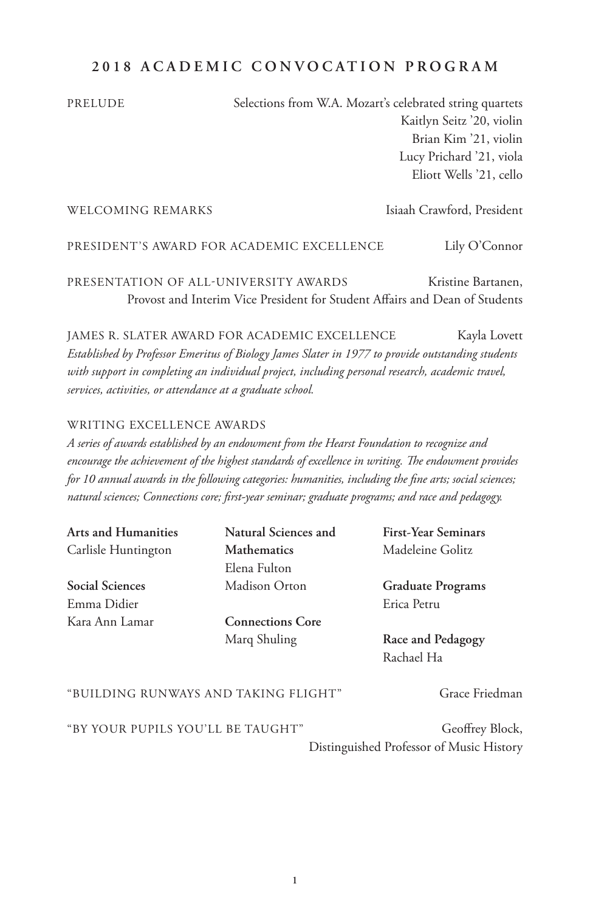## 2018 ACADEMIC CONVOCATION PROGRAM

PRELUDE — Selections from W.A. Mozart's celebrated string quartets
Kaitlyn Seitz '20, violin
Brian Kim '21, violin
Lucy Prichard '21, viola
Eliott Wells '21, cello

WELCOMING REMARKS — Isiaah Crawford, President

PRESIDENT'S AWARD FOR ACADEMIC EXCELLENCE — Lily O'Connor

PRESENTATION OF ALL-UNIVERSITY AWARDS — Kristine Bartanen,
Provost and Interim Vice President for Student Affairs and Dean of Students

JAMES R. SLATER AWARD FOR ACADEMIC EXCELLENCE — Kayla Lovett

*Established by Professor Emeritus of Biology James Slater in 1977 to provide outstanding students with support in completing an individual project, including personal research, academic travel, services, activities, or attendance at a graduate school.*

WRITING EXCELLENCE AWARDS

*A series of awards established by an endowment from the Hearst Foundation to recognize and encourage the achievement of the highest standards of excellence in writing. The endowment provides for 10 annual awards in the following categories: humanities, including the fine arts; social sciences; natural sciences; Connections core; first-year seminar; graduate programs; and race and pedagogy.*

**Arts and Humanities**
Carlisle Huntington

**Social Sciences**
Emma Didier
Kara Ann Lamar

**Natural Sciences and Mathematics**
Elena Fulton
Madison Orton

**Connections Core**
Marq Shuling

**First-Year Seminars**
Madeleine Golitz

**Graduate Programs**
Erica Petru

**Race and Pedagogy**
Rachael Ha

"BUILDING RUNWAYS AND TAKING FLIGHT" — Grace Friedman

"BY YOUR PUPILS YOU'LL BE TAUGHT" — Geoffrey Block,
Distinguished Professor of Music History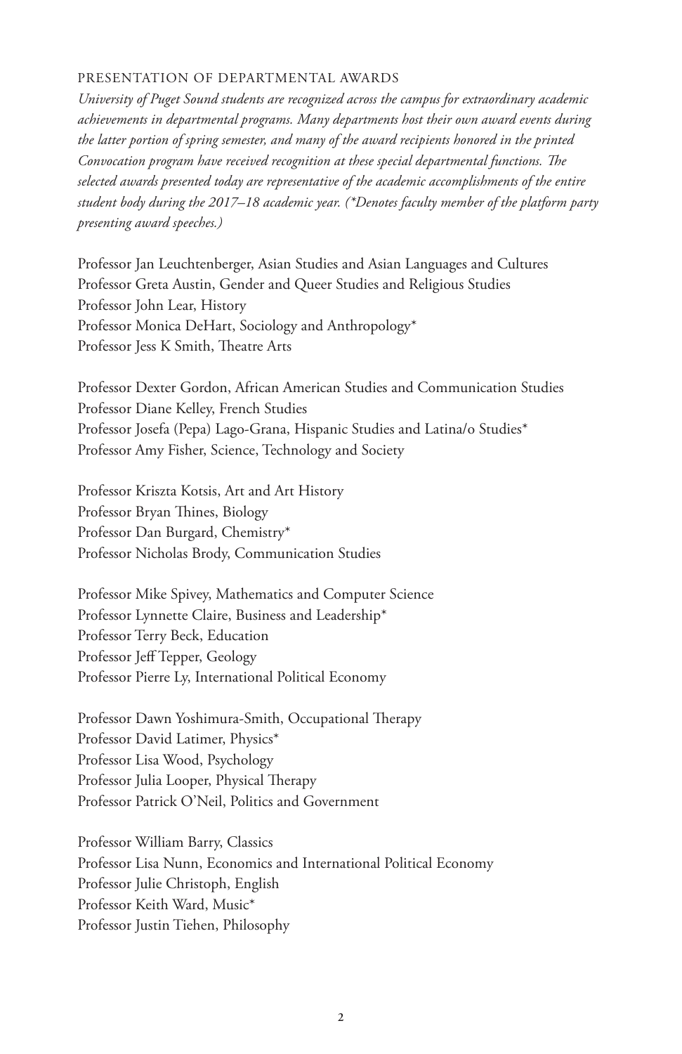## PRESENTATION OF DEPARTMENTAL AWARDS

*University of Puget Sound students are recognized across the campus for extraordinary academic achievements in departmental programs. Many departments host their own award events during the latter portion of spring semester, and many of the award recipients honored in the printed Convocation program have received recognition at these special departmental functions. The selected awards presented today are representative of the academic accomplishments of the entire student body during the 2017–18 academic year. (*Denotes faculty member of the platform party presenting award speeches.)*

Professor Jan Leuchtenberger, Asian Studies and Asian Languages and Cultures
Professor Greta Austin, Gender and Queer Studies and Religious Studies
Professor John Lear, History
Professor Monica DeHart, Sociology and Anthropology*
Professor Jess K Smith, Theatre Arts

Professor Dexter Gordon, African American Studies and Communication Studies
Professor Diane Kelley, French Studies
Professor Josefa (Pepa) Lago-Grana, Hispanic Studies and Latina/o Studies*
Professor Amy Fisher, Science, Technology and Society

Professor Kriszta Kotsis, Art and Art History
Professor Bryan Thines, Biology
Professor Dan Burgard, Chemistry*
Professor Nicholas Brody, Communication Studies

Professor Mike Spivey, Mathematics and Computer Science
Professor Lynnette Claire, Business and Leadership*
Professor Terry Beck, Education
Professor Jeff Tepper, Geology
Professor Pierre Ly, International Political Economy

Professor Dawn Yoshimura-Smith, Occupational Therapy
Professor David Latimer, Physics*
Professor Lisa Wood, Psychology
Professor Julia Looper, Physical Therapy
Professor Patrick O'Neil, Politics and Government

Professor William Barry, Classics
Professor Lisa Nunn, Economics and International Political Economy
Professor Julie Christoph, English
Professor Keith Ward, Music*
Professor Justin Tiehen, Philosophy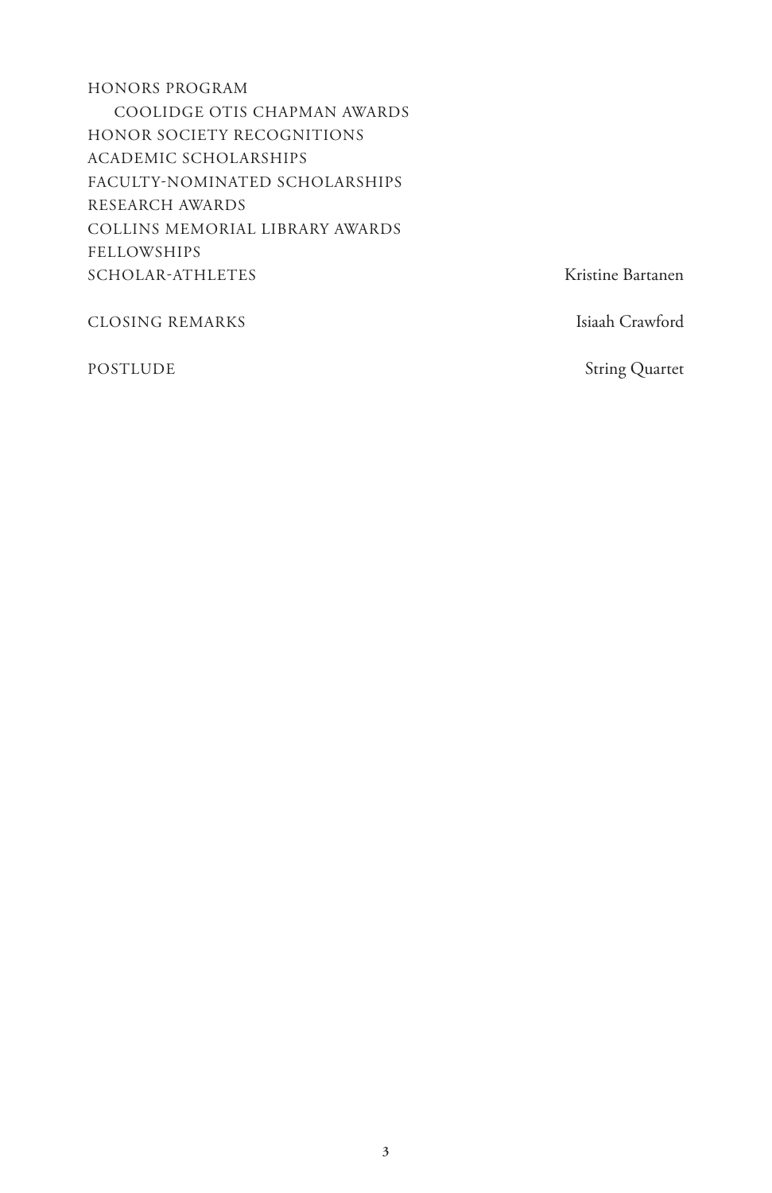HONORS PROGRAM
    COOLIDGE OTIS CHAPMAN AWARDS
HONOR SOCIETY RECOGNITIONS
ACADEMIC SCHOLARSHIPS
FACULTY-NOMINATED SCHOLARSHIPS
RESEARCH AWARDS
COLLINS MEMORIAL LIBRARY AWARDS
FELLOWSHIPS
SCHOLAR-ATHLETES — Kristine Bartanen

CLOSING REMARKS — Isiaah Crawford

POSTLUDE — String Quartet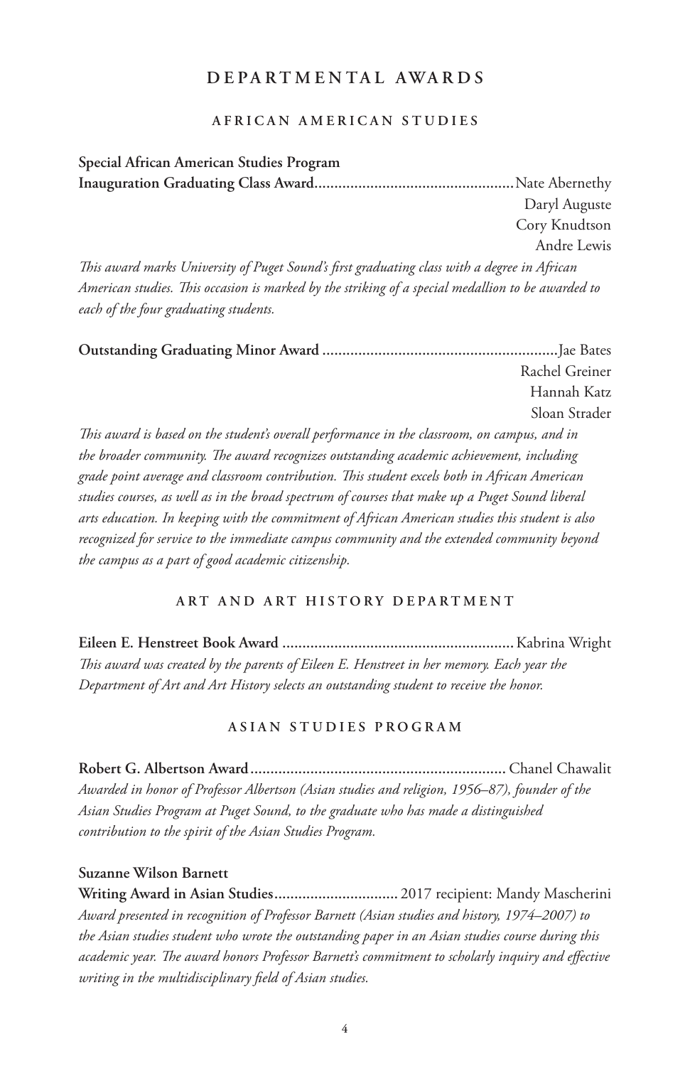# DEPARTMENTAL AWARDS

## AFRICAN AMERICAN STUDIES

**Special African American Studies Program Inauguration Graduating Class Award**..................................................Nate Abernethy
Daryl Auguste
Cory Knudtson
Andre Lewis

*This award marks University of Puget Sound's first graduating class with a degree in African American studies. This occasion is marked by the striking of a special medallion to be awarded to each of the four graduating students.*

**Outstanding Graduating Minor Award** ..........................................................Jae Bates
Rachel Greiner
Hannah Katz
Sloan Strader

*This award is based on the student's overall performance in the classroom, on campus, and in the broader community. The award recognizes outstanding academic achievement, including grade point average and classroom contribution. This student excels both in African American studies courses, as well as in the broad spectrum of courses that make up a Puget Sound liberal arts education. In keeping with the commitment of African American studies this student is also recognized for service to the immediate campus community and the extended community beyond the campus as a part of good academic citizenship.*

## ART AND ART HISTORY DEPARTMENT

**Eileen E. Henstreet Book Award** ..........................................................Kabrina Wright

*This award was created by the parents of Eileen E. Henstreet in her memory. Each year the Department of Art and Art History selects an outstanding student to receive the honor.*

## ASIAN STUDIES PROGRAM

**Robert G. Albertson Award**...............................................................Chanel Chawalit

*Awarded in honor of Professor Albertson (Asian studies and religion, 1956–87), founder of the Asian Studies Program at Puget Sound, to the graduate who has made a distinguished contribution to the spirit of the Asian Studies Program.*

**Suzanne Wilson Barnett Writing Award in Asian Studies**............................... 2017 recipient: Mandy Mascherini

*Award presented in recognition of Professor Barnett (Asian studies and history, 1974–2007) to the Asian studies student who wrote the outstanding paper in an Asian studies course during this academic year. The award honors Professor Barnett's commitment to scholarly inquiry and effective writing in the multidisciplinary field of Asian studies.*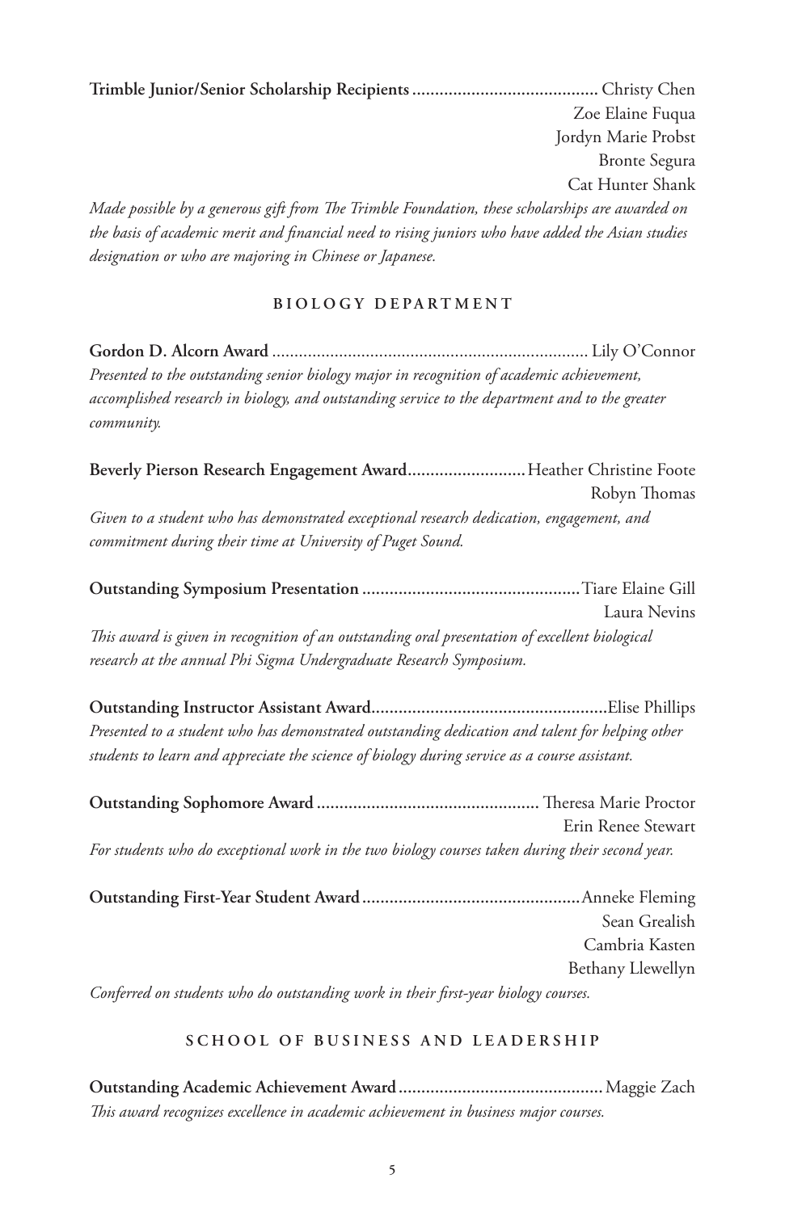**Trimble Junior/Senior Scholarship Recipients** ........................................ Christy Chen
Zoe Elaine Fuqua
Jordyn Marie Probst
Bronte Segura
Cat Hunter Shank

*Made possible by a generous gift from The Trimble Foundation, these scholarships are awarded on the basis of academic merit and financial need to rising juniors who have added the Asian studies designation or who are majoring in Chinese or Japanese.*

## BIOLOGY DEPARTMENT

**Gordon D. Alcorn Award** ...................................................................... Lily O'Connor

*Presented to the outstanding senior biology major in recognition of academic achievement, accomplished research in biology, and outstanding service to the department and to the greater community.*

**Beverly Pierson Research Engagement Award**.......................... Heather Christine Foote
Robyn Thomas

*Given to a student who has demonstrated exceptional research dedication, engagement, and commitment during their time at University of Puget Sound.*

**Outstanding Symposium Presentation** ................................................ Tiare Elaine Gill
Laura Nevins

*This award is given in recognition of an outstanding oral presentation of excellent biological research at the annual Phi Sigma Undergraduate Research Symposium.*

**Outstanding Instructor Assistant Award**.................................................... Elise Phillips

*Presented to a student who has demonstrated outstanding dedication and talent for helping other students to learn and appreciate the science of biology during service as a course assistant.*

**Outstanding Sophomore Award** ................................................ Theresa Marie Proctor
Erin Renee Stewart

*For students who do exceptional work in the two biology courses taken during their second year.*

**Outstanding First-Year Student Award** ................................................ Anneke Fleming
Sean Grealish
Cambria Kasten
Bethany Llewellyn

*Conferred on students who do outstanding work in their first-year biology courses.*

## SCHOOL OF BUSINESS AND LEADERSHIP

**Outstanding Academic Achievement Award** ............................................ Maggie Zach

*This award recognizes excellence in academic achievement in business major courses.*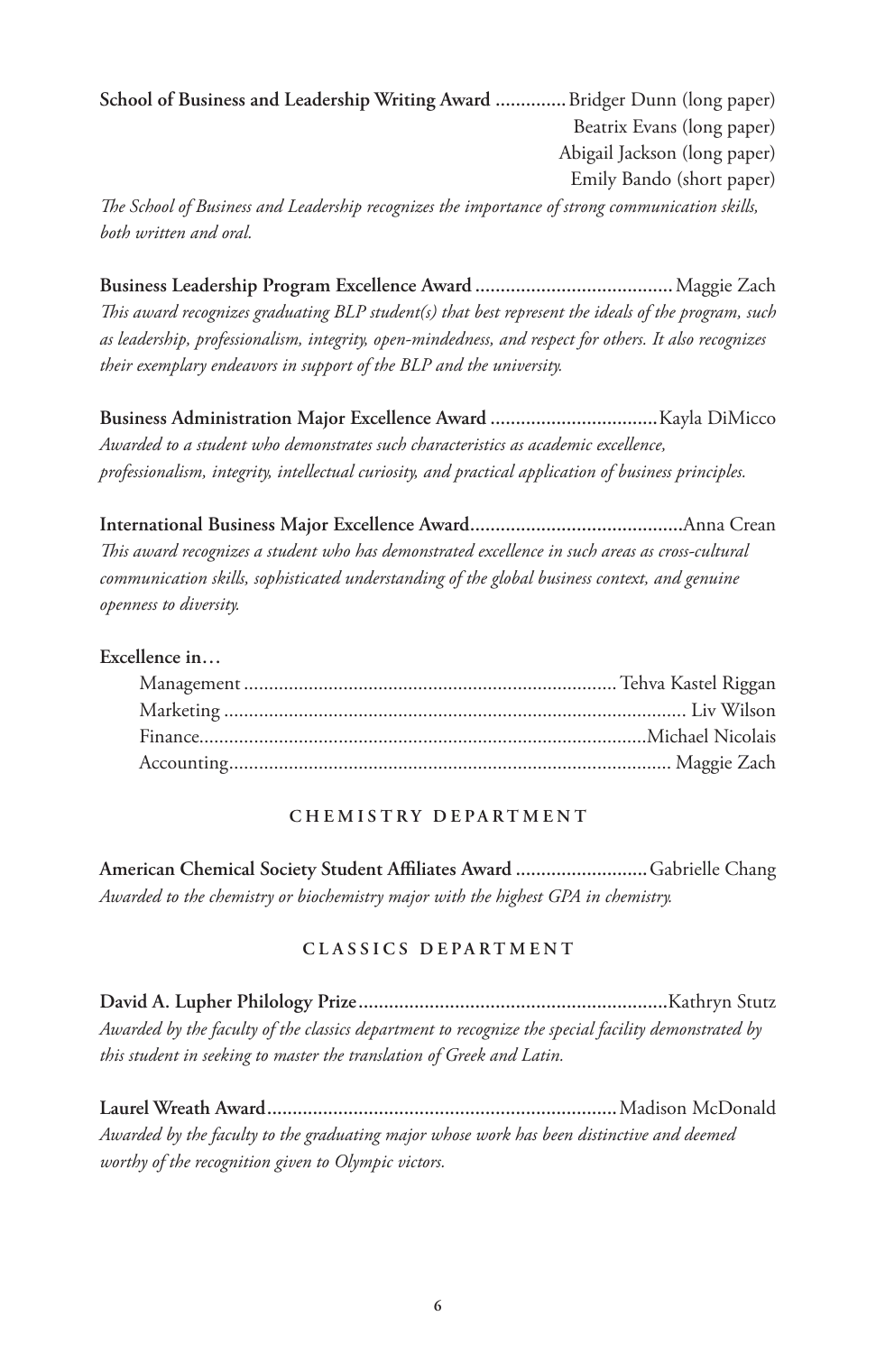**School of Business and Leadership Writing Award** ............. Bridger Dunn (long paper)
Beatrix Evans (long paper)
Abigail Jackson (long paper)
Emily Bando (short paper)

*The School of Business and Leadership recognizes the importance of strong communication skills, both written and oral.*

**Business Leadership Program Excellence Award** ....................................... Maggie Zach

*This award recognizes graduating BLP student(s) that best represent the ideals of the program, such as leadership, professionalism, integrity, open-mindedness, and respect for others. It also recognizes their exemplary endeavors in support of the BLP and the university.*

**Business Administration Major Excellence Award** ................................. Kayla DiMicco

*Awarded to a student who demonstrates such characteristics as academic excellence, professionalism, integrity, intellectual curiosity, and practical application of business principles.*

**International Business Major Excellence Award** .......................................... Anna Crean

*This award recognizes a student who has demonstrated excellence in such areas as cross-cultural communication skills, sophisticated understanding of the global business context, and genuine openness to diversity.*

**Excellence in…**

- Management ......................................................................... Tehva Kastel Riggan
- Marketing ........................................................................................... Liv Wilson
- Finance ........................................................................................ Michael Nicolais
- Accounting ....................................................................................... Maggie Zach

## CHEMISTRY DEPARTMENT

**American Chemical Society Student Affiliates Award** .......................... Gabrielle Chang

*Awarded to the chemistry or biochemistry major with the highest GPA in chemistry.*

## CLASSICS DEPARTMENT

**David A. Lupher Philology Prize** ............................................................ Kathryn Stutz

*Awarded by the faculty of the classics department to recognize the special facility demonstrated by this student in seeking to master the translation of Greek and Latin.*

**Laurel Wreath Award** .................................................................... Madison McDonald

*Awarded by the faculty to the graduating major whose work has been distinctive and deemed worthy of the recognition given to Olympic victors.*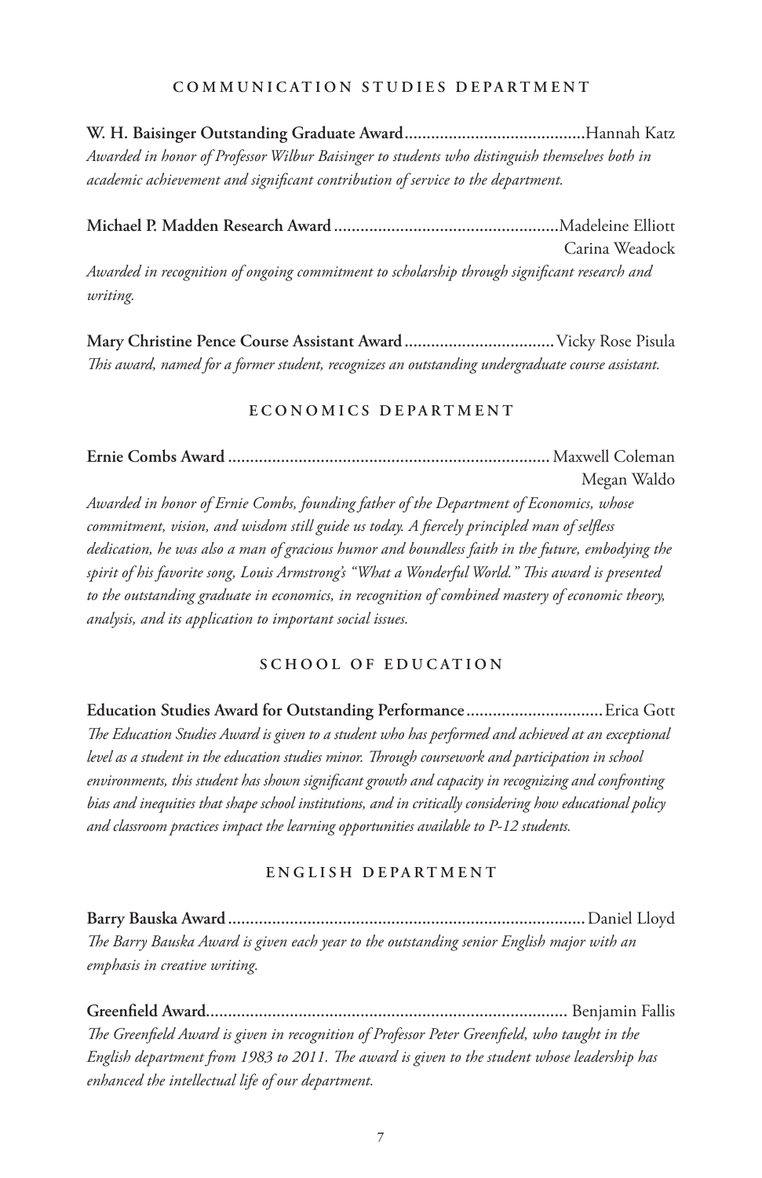## COMMUNICATION STUDIES DEPARTMENT

**W. H. Baisinger Outstanding Graduate Award**......................................... Hannah Katz

*Awarded in honor of Professor Wilbur Baisinger to students who distinguish themselves both in academic achievement and significant contribution of service to the department.*

**Michael P. Madden Research Award**.................................................. Madeleine Elliott
Carina Weadock

*Awarded in recognition of ongoing commitment to scholarship through significant research and writing.*

**Mary Christine Pence Course Assistant Award**................................. Vicky Rose Pisula

*This award, named for a former student, recognizes an outstanding undergraduate course assistant.*

## ECONOMICS DEPARTMENT

**Ernie Combs Award**........................................................................ Maxwell Coleman
Megan Waldo

*Awarded in honor of Ernie Combs, founding father of the Department of Economics, whose commitment, vision, and wisdom still guide us today. A fiercely principled man of selfless dedication, he was also a man of gracious humor and boundless faith in the future, embodying the spirit of his favorite song, Louis Armstrong's "What a Wonderful World." This award is presented to the outstanding graduate in economics, in recognition of combined mastery of economic theory, analysis, and its application to important social issues.*

## SCHOOL OF EDUCATION

**Education Studies Award for Outstanding Performance**.............................. Erica Gott

*The Education Studies Award is given to a student who has performed and achieved at an exceptional level as a student in the education studies minor. Through coursework and participation in school environments, this student has shown significant growth and capacity in recognizing and confronting bias and inequities that shape school institutions, and in critically considering how educational policy and classroom practices impact the learning opportunities available to P-12 students.*

## ENGLISH DEPARTMENT

**Barry Bauska Award**................................................................................ Daniel Lloyd

*The Barry Bauska Award is given each year to the outstanding senior English major with an emphasis in creative writing.*

**Greenfield Award**................................................................................ Benjamin Fallis

*The Greenfield Award is given in recognition of Professor Peter Greenfield, who taught in the English department from 1983 to 2011. The award is given to the student whose leadership has enhanced the intellectual life of our department.*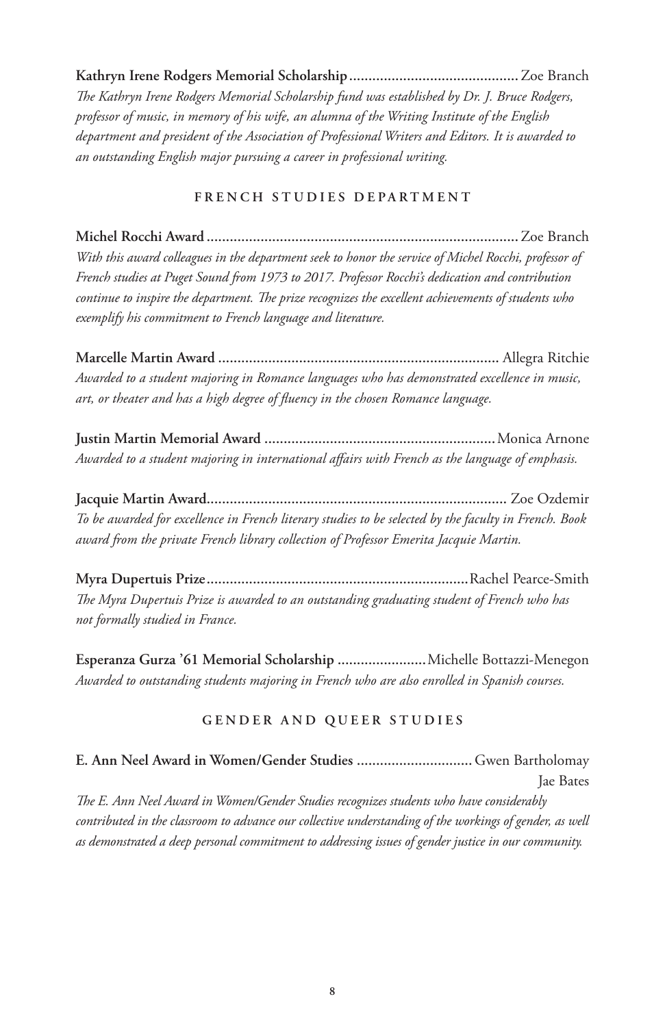**Kathryn Irene Rodgers Memorial Scholarship** ............................................ Zoe Branch

*The Kathryn Irene Rodgers Memorial Scholarship fund was established by Dr. J. Bruce Rodgers, professor of music, in memory of his wife, an alumna of the Writing Institute of the English department and president of the Association of Professional Writers and Editors. It is awarded to an outstanding English major pursuing a career in professional writing.*

## FRENCH STUDIES DEPARTMENT

**Michel Rocchi Award** ................................................................................ Zoe Branch

*With this award colleagues in the department seek to honor the service of Michel Rocchi, professor of French studies at Puget Sound from 1973 to 2017. Professor Rocchi's dedication and contribution continue to inspire the department. The prize recognizes the excellent achievements of students who exemplify his commitment to French language and literature.*

**Marcelle Martin Award** ........................................................................ Allegra Ritchie

*Awarded to a student majoring in Romance languages who has demonstrated excellence in music, art, or theater and has a high degree of fluency in the chosen Romance language.*

**Justin Martin Memorial Award** ........................................................... Monica Arnone

*Awarded to a student majoring in international affairs with French as the language of emphasis.*

**Jacquie Martin Award** ............................................................................ Zoe Ozdemir

*To be awarded for excellence in French literary studies to be selected by the faculty in French. Book award from the private French library collection of Professor Emerita Jacquie Martin.*

**Myra Dupertuis Prize** ................................................................... Rachel Pearce-Smith

*The Myra Dupertuis Prize is awarded to an outstanding graduating student of French who has not formally studied in France.*

**Esperanza Gurza '61 Memorial Scholarship** ....................... Michelle Bottazzi-Menegon

*Awarded to outstanding students majoring in French who are also enrolled in Spanish courses.*

## GENDER AND QUEER STUDIES

**E. Ann Neel Award in Women/Gender Studies** .............................. Gwen Bartholomay
Jae Bates

*The E. Ann Neel Award in Women/Gender Studies recognizes students who have considerably contributed in the classroom to advance our collective understanding of the workings of gender, as well as demonstrated a deep personal commitment to addressing issues of gender justice in our community.*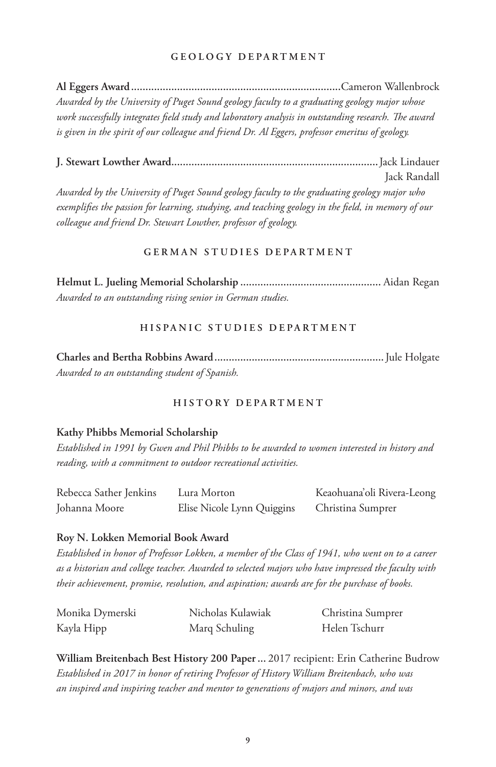## GEOLOGY DEPARTMENT

**Al Eggers Award**........................................................................Cameron Wallenbrock

*Awarded by the University of Puget Sound geology faculty to a graduating geology major whose work successfully integrates field study and laboratory analysis in outstanding research. The award is given in the spirit of our colleague and friend Dr. Al Eggers, professor emeritus of geology.*

**J. Stewart Lowther Award**........................................................................Jack Lindauer
Jack Randall

*Awarded by the University of Puget Sound geology faculty to the graduating geology major who exemplifies the passion for learning, studying, and teaching geology in the field, in memory of our colleague and friend Dr. Stewart Lowther, professor of geology.*

## GERMAN STUDIES DEPARTMENT

**Helmut L. Jueling Memorial Scholarship** ................................................. Aidan Regan

*Awarded to an outstanding rising senior in German studies.*

## HISPANIC STUDIES DEPARTMENT

**Charles and Bertha Robbins Award**............................................................Jule Holgate

*Awarded to an outstanding student of Spanish.*

## HISTORY DEPARTMENT

**Kathy Phibbs Memorial Scholarship**

*Established in 1991 by Gwen and Phil Phibbs to be awarded to women interested in history and reading, with a commitment to outdoor recreational activities.*

Rebecca Sather Jenkins
Lura Morton
Keaohuana'oli Rivera-Leong
Johanna Moore
Elise Nicole Lynn Quiggins
Christina Sumprer

**Roy N. Lokken Memorial Book Award**

*Established in honor of Professor Lokken, a member of the Class of 1941, who went on to a career as a historian and college teacher. Awarded to selected majors who have impressed the faculty with their achievement, promise, resolution, and aspiration; awards are for the purchase of books.*

Monika Dymerski
Nicholas Kulawiak
Christina Sumprer
Kayla Hipp
Marq Schuling
Helen Tschurr

**William Breitenbach Best History 200 Paper** ... 2017 recipient: Erin Catherine Budrow

*Established in 2017 in honor of retiring Professor of History William Breitenbach, who was an inspired and inspiring teacher and mentor to generations of majors and minors, and was*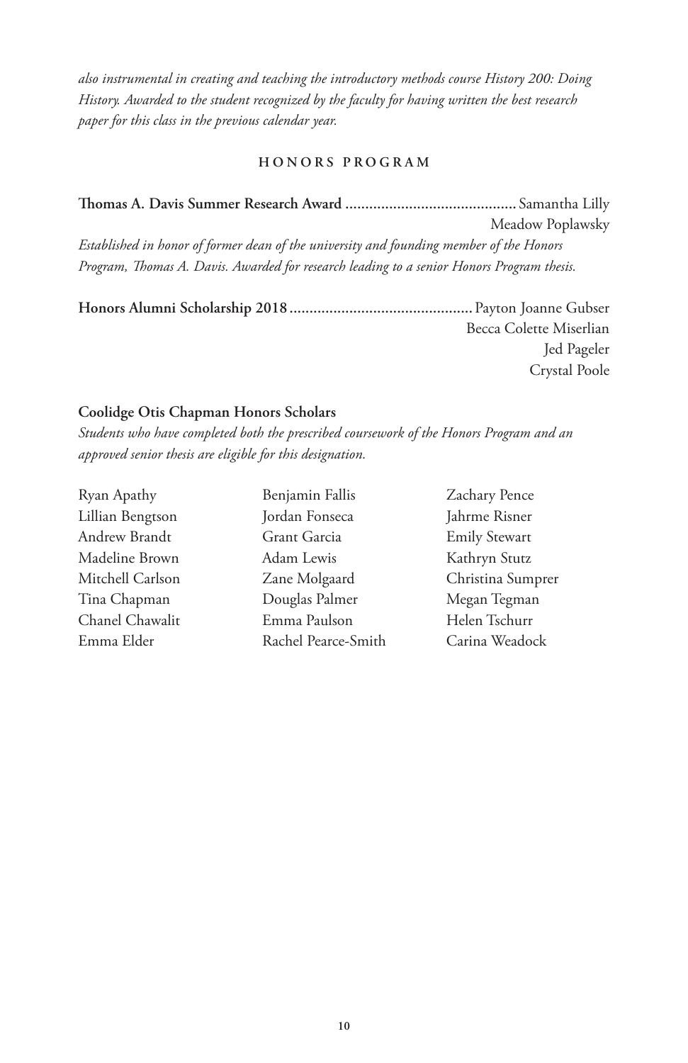*also instrumental in creating and teaching the introductory methods course History 200: Doing History. Awarded to the student recognized by the faculty for having written the best research paper for this class in the previous calendar year.*

## HONORS PROGRAM

**Thomas A. Davis Summer Research Award** ........................................... Samantha Lilly
Meadow Poplawsky

*Established in honor of former dean of the university and founding member of the Honors Program, Thomas A. Davis. Awarded for research leading to a senior Honors Program thesis.*

**Honors Alumni Scholarship 2018** ............................................. Payton Joanne Gubser
Becca Colette Miserlian
Jed Pageler
Crystal Poole

**Coolidge Otis Chapman Honors Scholars**

*Students who have completed both the prescribed coursework of the Honors Program and an approved senior thesis are eligible for this designation.*

Ryan Apathy
Lillian Bengtson
Andrew Brandt
Madeline Brown
Mitchell Carlson
Tina Chapman
Chanel Chawalit
Emma Elder
Benjamin Fallis
Jordan Fonseca
Grant Garcia
Adam Lewis
Zane Molgaard
Douglas Palmer
Emma Paulson
Rachel Pearce-Smith
Zachary Pence
Jahrme Risner
Emily Stewart
Kathryn Stutz
Christina Sumprer
Megan Tegman
Helen Tschurr
Carina Weadock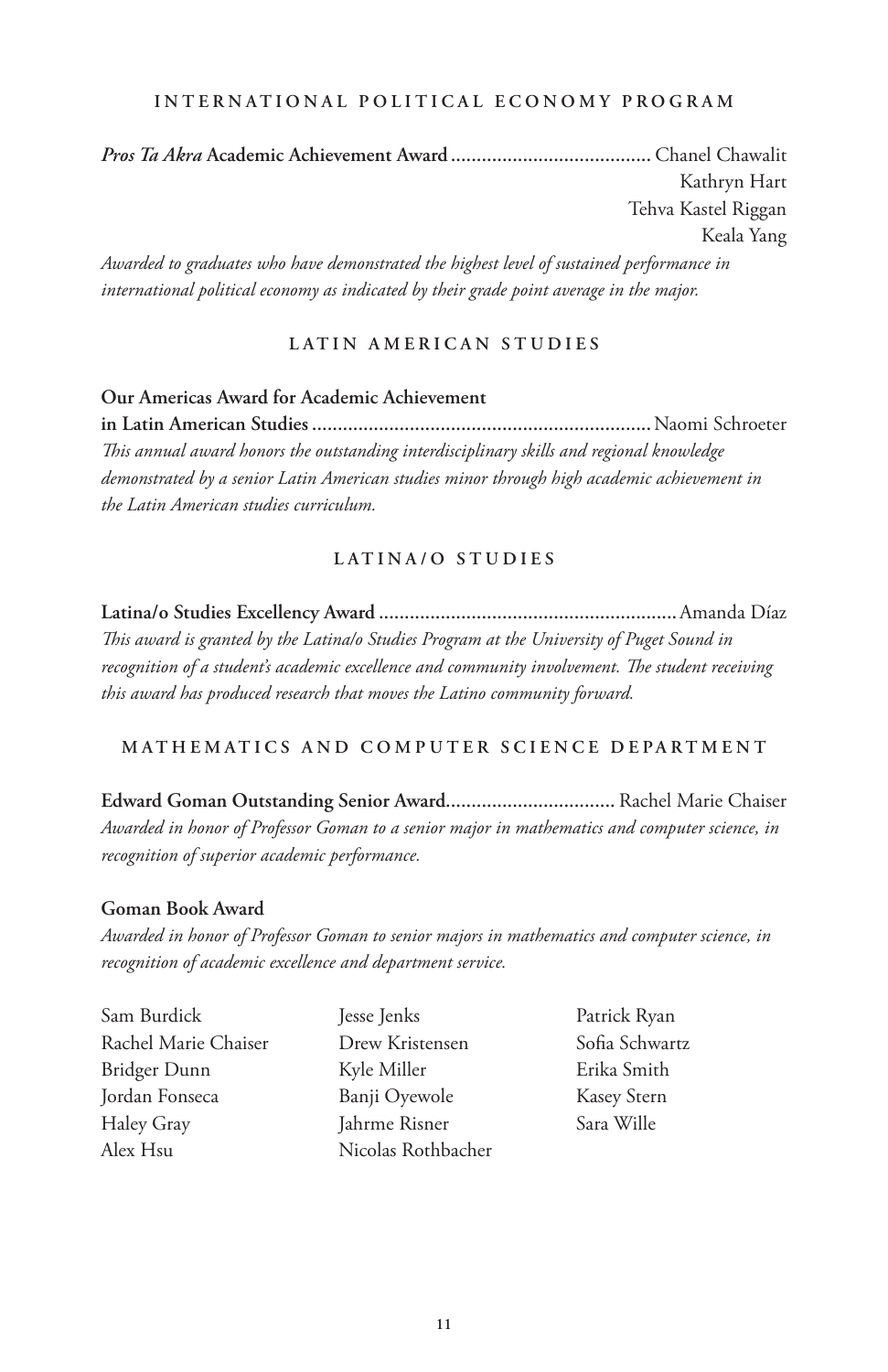## INTERNATIONAL POLITICAL ECONOMY PROGRAM

***Pros Ta Akra* Academic Achievement Award** .......................................... Chanel Chawalit
Kathryn Hart
Tehva Kastel Riggan
Keala Yang

*Awarded to graduates who have demonstrated the highest level of sustained performance in international political economy as indicated by their grade point average in the major.*

## LATIN AMERICAN STUDIES

**Our Americas Award for Academic Achievement in Latin American Studies** .................................................................. Naomi Schroeter

*This annual award honors the outstanding interdisciplinary skills and regional knowledge demonstrated by a senior Latin American studies minor through high academic achievement in the Latin American studies curriculum.*

## LATINA/O STUDIES

**Latina/o Studies Excellency Award** .......................................................... Amanda Díaz

*This award is granted by the Latina/o Studies Program at the University of Puget Sound in recognition of a student's academic excellence and community involvement. The student receiving this award has produced research that moves the Latino community forward.*

## MATHEMATICS AND COMPUTER SCIENCE DEPARTMENT

**Edward Goman Outstanding Senior Award**................................. Rachel Marie Chaiser

*Awarded in honor of Professor Goman to a senior major in mathematics and computer science, in recognition of superior academic performance.*

**Goman Book Award**

*Awarded in honor of Professor Goman to senior majors in mathematics and computer science, in recognition of academic excellence and department service.*

Sam Burdick
Rachel Marie Chaiser
Bridger Dunn
Jordan Fonseca
Haley Gray
Alex Hsu
Jesse Jenks
Drew Kristensen
Kyle Miller
Banji Oyewole
Jahrme Risner
Nicolas Rothbacher
Patrick Ryan
Sofia Schwartz
Erika Smith
Kasey Stern
Sara Wille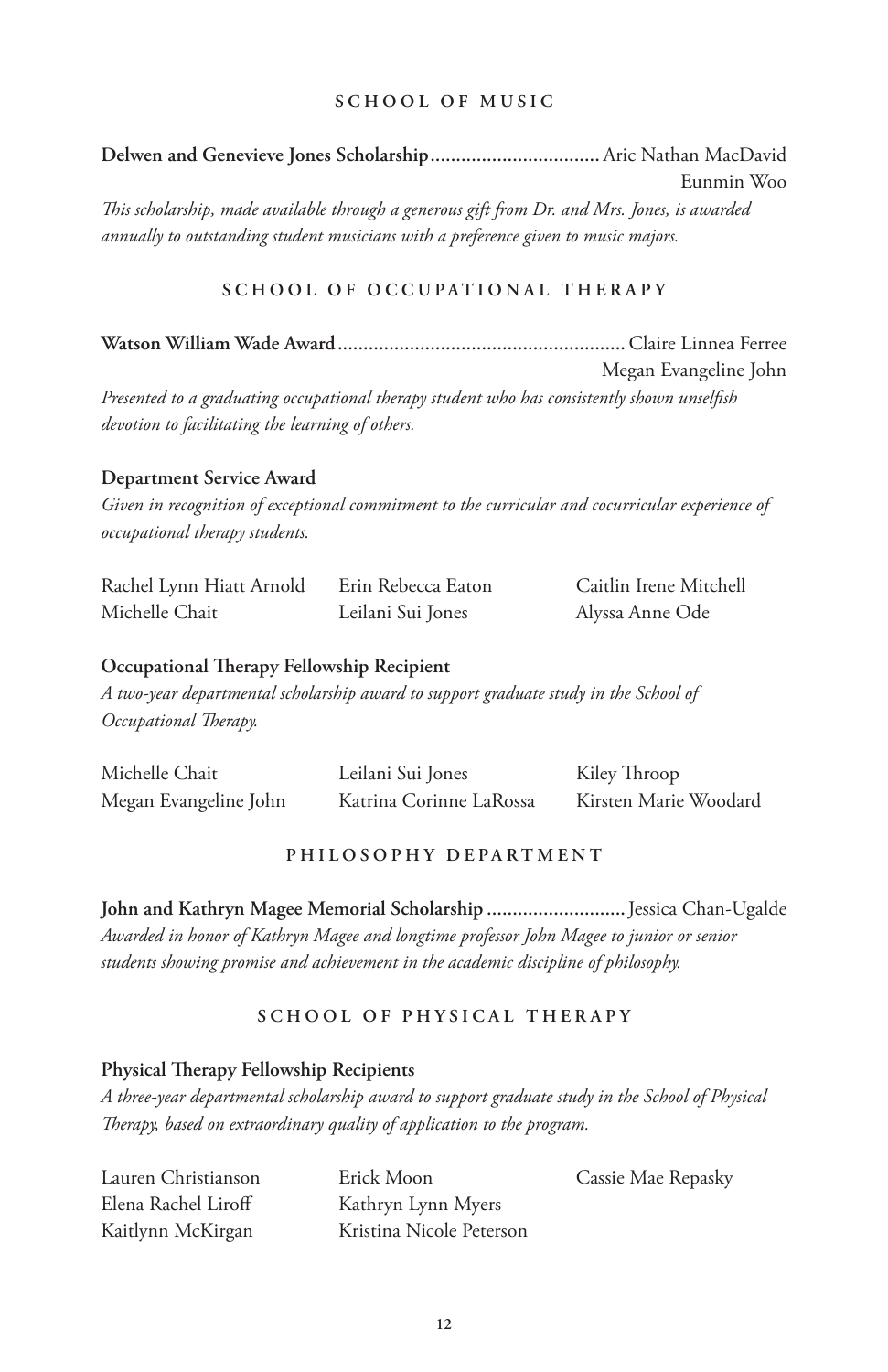## SCHOOL OF MUSIC

**Delwen and Genevieve Jones Scholarship** ................................. Aric Nathan MacDavid
Eunmin Woo

*This scholarship, made available through a generous gift from Dr. and Mrs. Jones, is awarded annually to outstanding student musicians with a preference given to music majors.*

## SCHOOL OF OCCUPATIONAL THERAPY

**Watson William Wade Award** ....................................................... Claire Linnea Ferree
Megan Evangeline John

*Presented to a graduating occupational therapy student who has consistently shown unselfish devotion to facilitating the learning of others.*

**Department Service Award**

*Given in recognition of exceptional commitment to the curricular and cocurricular experience of occupational therapy students.*

Rachel Lynn Hiatt Arnold
Michelle Chait
Erin Rebecca Eaton
Leilani Sui Jones
Caitlin Irene Mitchell
Alyssa Anne Ode

**Occupational Therapy Fellowship Recipient**

*A two-year departmental scholarship award to support graduate study in the School of Occupational Therapy.*

Michelle Chait
Megan Evangeline John
Leilani Sui Jones
Katrina Corinne LaRossa
Kiley Throop
Kirsten Marie Woodard

## PHILOSOPHY DEPARTMENT

**John and Kathryn Magee Memorial Scholarship** .......................... Jessica Chan-Ugalde

*Awarded in honor of Kathryn Magee and longtime professor John Magee to junior or senior students showing promise and achievement in the academic discipline of philosophy.*

## SCHOOL OF PHYSICAL THERAPY

**Physical Therapy Fellowship Recipients**

*A three-year departmental scholarship award to support graduate study in the School of Physical Therapy, based on extraordinary quality of application to the program.*

Lauren Christianson
Elena Rachel Liroff
Kaitlynn McKirgan
Erick Moon
Kathryn Lynn Myers
Kristina Nicole Peterson
Cassie Mae Repasky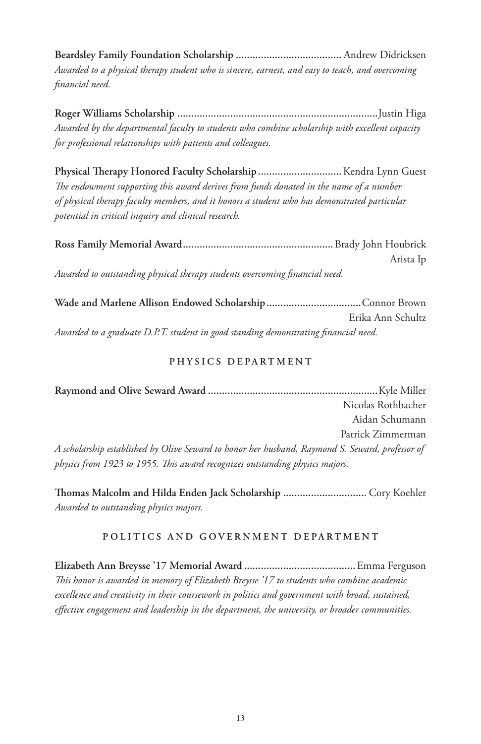**Beardsley Family Foundation Scholarship** ...................................... Andrew Didricksen
*Awarded to a physical therapy student who is sincere, earnest, and easy to teach, and overcoming financial need.*

**Roger Williams Scholarship** ........................................................................Justin Higa
*Awarded by the departmental faculty to students who combine scholarship with excellent capacity for professional relationships with patients and colleagues.*

**Physical Therapy Honored Faculty Scholarship** .............................. Kendra Lynn Guest
*The endowment supporting this award derives from funds donated in the name of a number of physical therapy faculty members, and it honors a student who has demonstrated particular potential in critical inquiry and clinical research.*

**Ross Family Memorial Award**...................................................... Brady John Houbrick
Arista Ip
*Awarded to outstanding physical therapy students overcoming financial need.*

**Wade and Marlene Allison Endowed Scholarship**..................................Connor Brown
Erika Ann Schultz
*Awarded to a graduate D.P.T. student in good standing demonstrating financial need.*

## PHYSICS DEPARTMENT

**Raymond and Olive Seward Award** .............................................................Kyle Miller
Nicolas Rothbacher
Aidan Schumann
Patrick Zimmerman
*A scholarship established by Olive Seward to honor her husband, Raymond S. Seward, professor of physics from 1923 to 1955. This award recognizes outstanding physics majors.*

**Thomas Malcolm and Hilda Enden Jack Scholarship** .............................. Cory Koehler
*Awarded to outstanding physics majors.*

## POLITICS AND GOVERNMENT DEPARTMENT

**Elizabeth Ann Breysse '17 Memorial Award** ........................................ Emma Ferguson
*This honor is awarded in memory of Elizabeth Breysse '17 to students who combine academic excellence and creativity in their coursework in politics and government with broad, sustained, effective engagement and leadership in the department, the university, or broader communities.*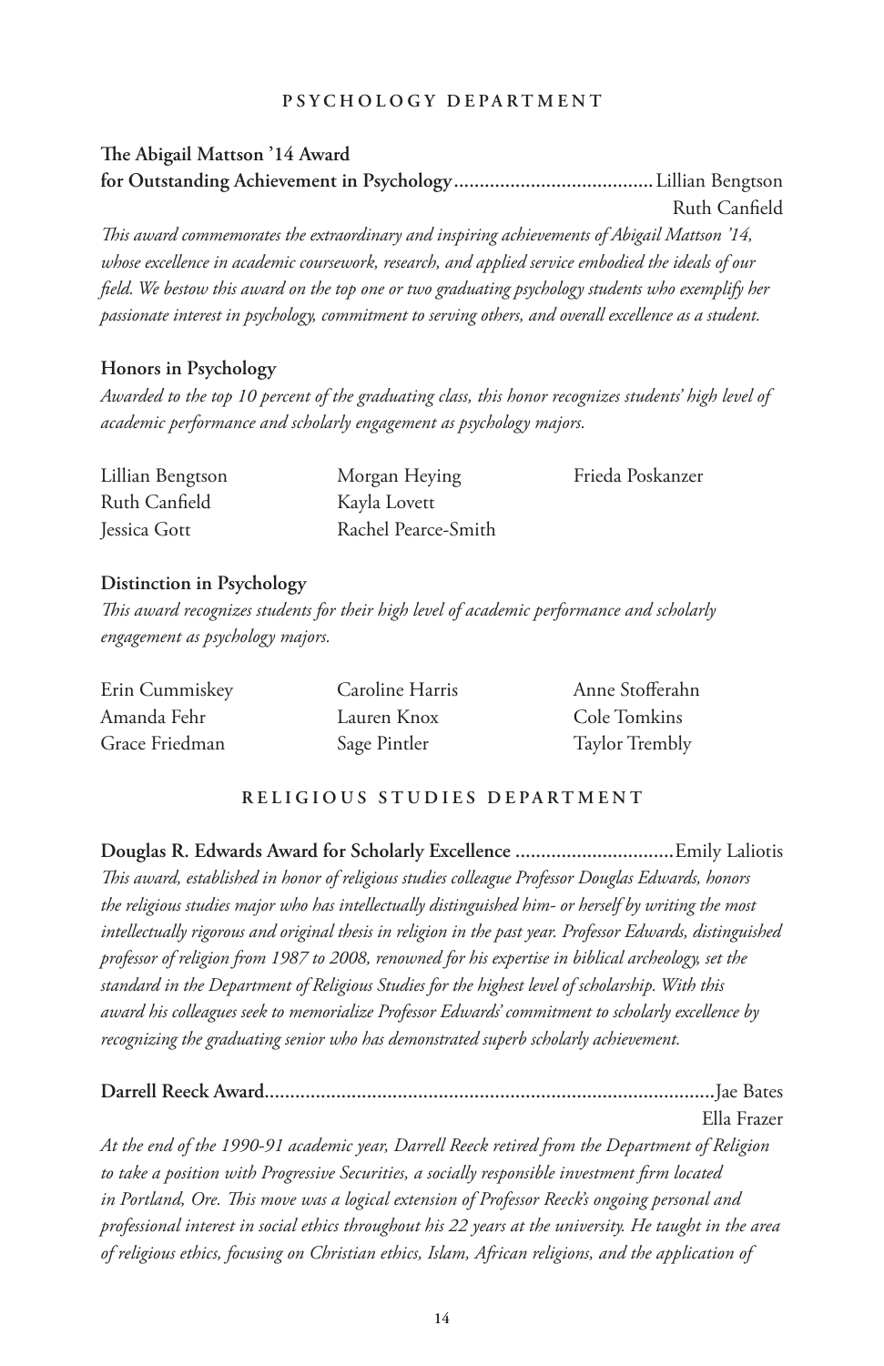## PSYCHOLOGY DEPARTMENT

**The Abigail Mattson '14 Award for Outstanding Achievement in Psychology** ....................................... Lillian Bengtson
Ruth Canfield

*This award commemorates the extraordinary and inspiring achievements of Abigail Mattson '14, whose excellence in academic coursework, research, and applied service embodied the ideals of our field. We bestow this award on the top one or two graduating psychology students who exemplify her passionate interest in psychology, commitment to serving others, and overall excellence as a student.*

**Honors in Psychology**

*Awarded to the top 10 percent of the graduating class, this honor recognizes students' high level of academic performance and scholarly engagement as psychology majors.*

Lillian Bengtson
Ruth Canfield
Jessica Gott
Morgan Heying
Kayla Lovett
Rachel Pearce-Smith
Frieda Poskanzer

**Distinction in Psychology**

*This award recognizes students for their high level of academic performance and scholarly engagement as psychology majors.*

Erin Cummiskey
Amanda Fehr
Grace Friedman
Caroline Harris
Lauren Knox
Sage Pintler
Anne Stofferahn
Cole Tomkins
Taylor Trembly

## RELIGIOUS STUDIES DEPARTMENT

**Douglas R. Edwards Award for Scholarly Excellence** ............................... Emily Laliotis

*This award, established in honor of religious studies colleague Professor Douglas Edwards, honors the religious studies major who has intellectually distinguished him- or herself by writing the most intellectually rigorous and original thesis in religion in the past year. Professor Edwards, distinguished professor of religion from 1987 to 2008, renowned for his expertise in biblical archeology, set the standard in the Department of Religious Studies for the highest level of scholarship. With this award his colleagues seek to memorialize Professor Edwards' commitment to scholarly excellence by recognizing the graduating senior who has demonstrated superb scholarly achievement.*

**Darrell Reeck Award** ........................................................................................ Jae Bates
Ella Frazer

*At the end of the 1990-91 academic year, Darrell Reeck retired from the Department of Religion to take a position with Progressive Securities, a socially responsible investment firm located in Portland, Ore. This move was a logical extension of Professor Reeck's ongoing personal and professional interest in social ethics throughout his 22 years at the university. He taught in the area of religious ethics, focusing on Christian ethics, Islam, African religions, and the application of*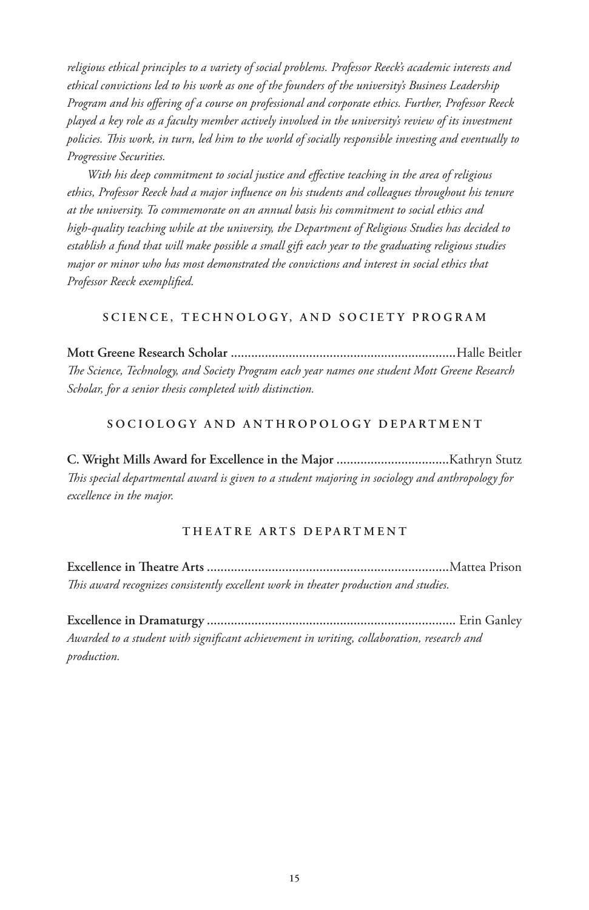*religious ethical principles to a variety of social problems. Professor Reeck's academic interests and ethical convictions led to his work as one of the founders of the university's Business Leadership Program and his offering of a course on professional and corporate ethics. Further, Professor Reeck played a key role as a faculty member actively involved in the university's review of its investment policies. This work, in turn, led him to the world of socially responsible investing and eventually to Progressive Securities.*

*With his deep commitment to social justice and effective teaching in the area of religious ethics, Professor Reeck had a major influence on his students and colleagues throughout his tenure at the university. To commemorate on an annual basis his commitment to social ethics and high-quality teaching while at the university, the Department of Religious Studies has decided to establish a fund that will make possible a small gift each year to the graduating religious studies major or minor who has most demonstrated the convictions and interest in social ethics that Professor Reeck exemplified.*

## SCIENCE, TECHNOLOGY, AND SOCIETY PROGRAM

**Mott Greene Research Scholar** .................................................................. Halle Beitler
*The Science, Technology, and Society Program each year names one student Mott Greene Research Scholar, for a senior thesis completed with distinction.*

## SOCIOLOGY AND ANTHROPOLOGY DEPARTMENT

**C. Wright Mills Award for Excellence in the Major** ................................. Kathryn Stutz
*This special departmental award is given to a student majoring in sociology and anthropology for excellence in the major.*

## THEATRE ARTS DEPARTMENT

**Excellence in Theatre Arts** ....................................................................... Mattea Prison
*This award recognizes consistently excellent work in theater production and studies.*

**Excellence in Dramaturgy** ......................................................................... Erin Ganley
*Awarded to a student with significant achievement in writing, collaboration, research and production.*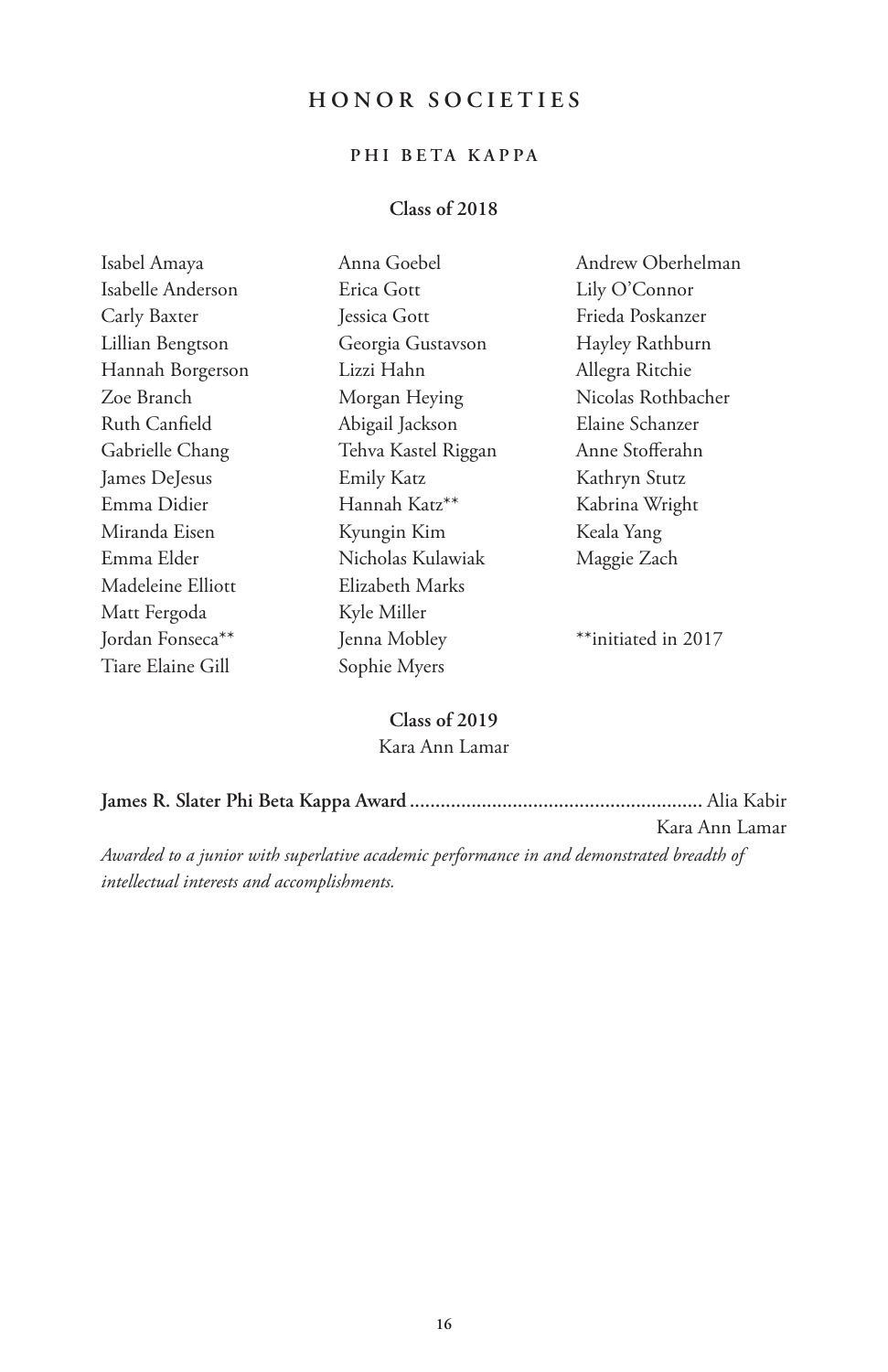# HONOR SOCIETIES

## PHI BETA KAPPA

### Class of 2018

Isabel Amaya
Isabelle Anderson
Carly Baxter
Lillian Bengtson
Hannah Borgerson
Zoe Branch
Ruth Canfield
Gabrielle Chang
James DeJesus
Emma Didier
Miranda Eisen
Emma Elder
Madeleine Elliott
Matt Fergoda
Jordan Fonseca**
Tiare Elaine Gill
Anna Goebel
Erica Gott
Jessica Gott
Georgia Gustavson
Lizzi Hahn
Morgan Heying
Abigail Jackson
Tehva Kastel Riggan
Emily Katz
Hannah Katz**
Kyungin Kim
Nicholas Kulawiak
Elizabeth Marks
Kyle Miller
Jenna Mobley
Sophie Myers
Andrew Oberhelman
Lily O'Connor
Frieda Poskanzer
Hayley Rathburn
Allegra Ritchie
Nicolas Rothbacher
Elaine Schanzer
Anne Stofferahn
Kathryn Stutz
Kabrina Wright
Keala Yang
Maggie Zach

**initiated in 2017

### Class of 2019

Kara Ann Lamar

**James R. Slater Phi Beta Kappa Award** .......................................................... Alia Kabir
Kara Ann Lamar

*Awarded to a junior with superlative academic performance in and demonstrated breadth of intellectual interests and accomplishments.*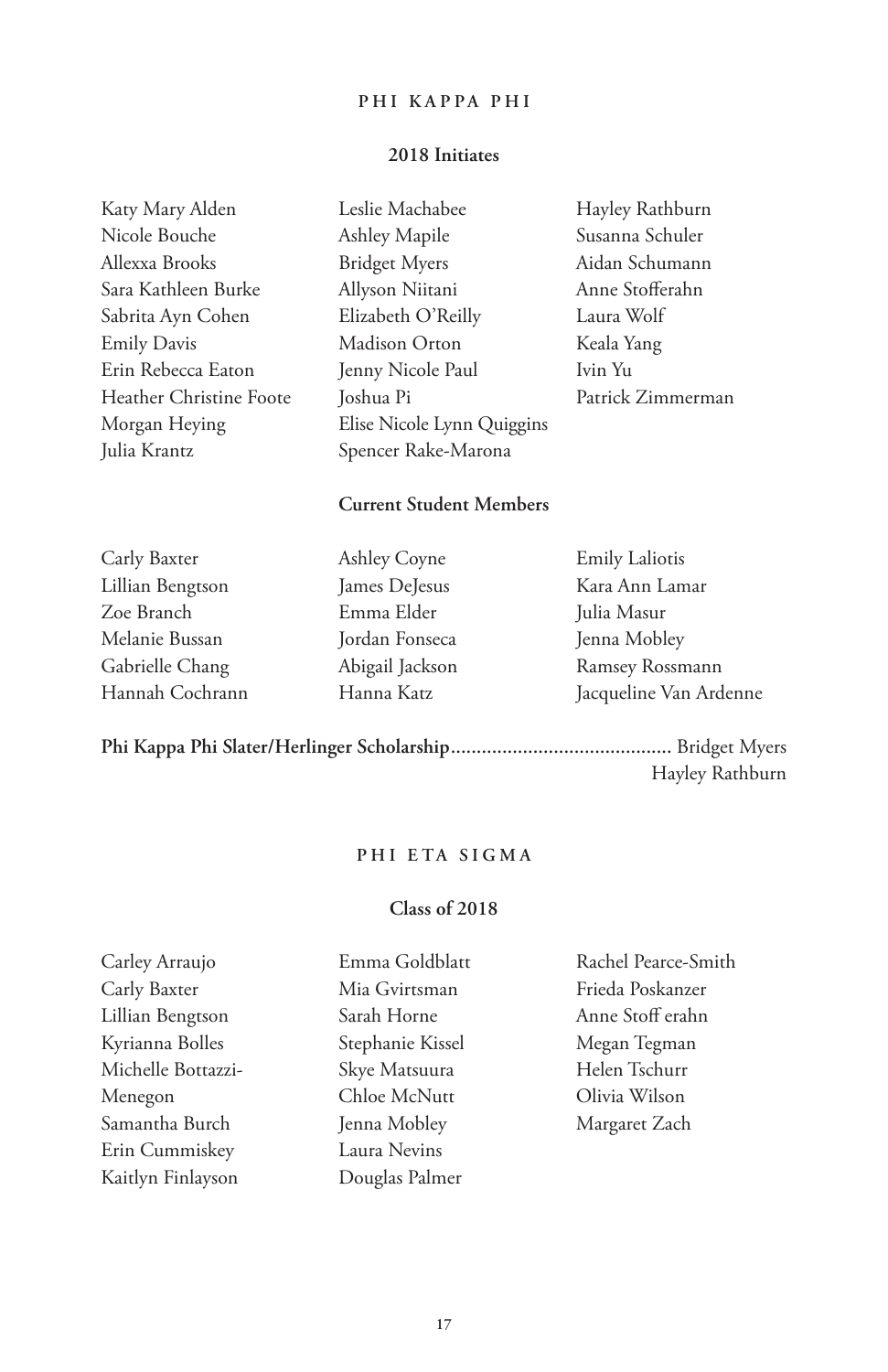## PHI KAPPA PHI

### 2018 Initiates

Katy Mary Alden
Nicole Bouche
Allexxa Brooks
Sara Kathleen Burke
Sabrita Ayn Cohen
Emily Davis
Erin Rebecca Eaton
Heather Christine Foote
Morgan Heying
Julia Krantz
Leslie Machabee
Ashley Mapile
Bridget Myers
Allyson Niitani
Elizabeth O'Reilly
Madison Orton
Jenny Nicole Paul
Joshua Pi
Elise Nicole Lynn Quiggins
Spencer Rake-Marona
Hayley Rathburn
Susanna Schuler
Aidan Schumann
Anne Stofferahn
Laura Wolf
Keala Yang
Ivin Yu
Patrick Zimmerman

### Current Student Members

Carly Baxter
Lillian Bengtson
Zoe Branch
Melanie Bussan
Gabrielle Chang
Hannah Cochrann
Ashley Coyne
James DeJesus
Emma Elder
Jordan Fonseca
Abigail Jackson
Hanna Katz
Emily Laliotis
Kara Ann Lamar
Julia Masur
Jenna Mobley
Ramsey Rossmann
Jacqueline Van Ardenne

**Phi Kappa Phi Slater/Herlinger Scholarship**.......................................... Bridget Myers
Hayley Rathburn

## PHI ETA SIGMA

### Class of 2018

Carley Arraujo
Carly Baxter
Lillian Bengtson
Kyrianna Bolles
Michelle Bottazzi-Menegon
Samantha Burch
Erin Cummiskey
Kaitlyn Finlayson
Emma Goldblatt
Mia Gvirtsman
Sarah Horne
Stephanie Kissel
Skye Matsuura
Chloe McNutt
Jenna Mobley
Laura Nevins
Douglas Palmer
Rachel Pearce-Smith
Frieda Poskanzer
Anne Stoff erahn
Megan Tegman
Helen Tschurr
Olivia Wilson
Margaret Zach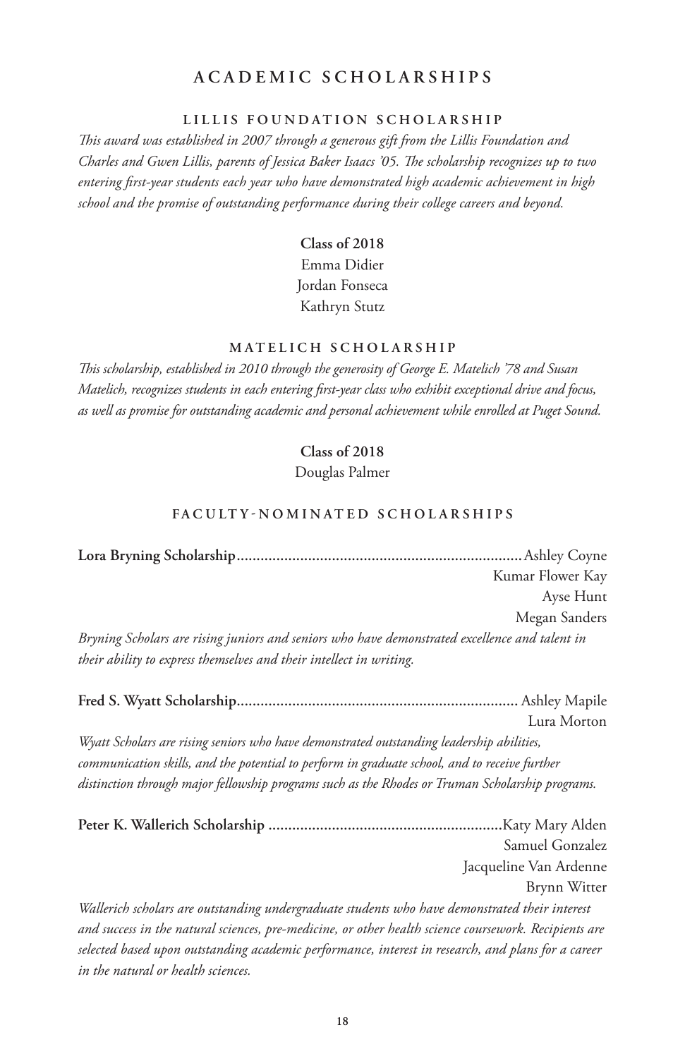# ACADEMIC SCHOLARSHIPS

## LILLIS FOUNDATION SCHOLARSHIP

*This award was established in 2007 through a generous gift from the Lillis Foundation and Charles and Gwen Lillis, parents of Jessica Baker Isaacs '05. The scholarship recognizes up to two entering first-year students each year who have demonstrated high academic achievement in high school and the promise of outstanding performance during their college careers and beyond.*

**Class of 2018**
Emma Didier
Jordan Fonseca
Kathryn Stutz

## MATELICH SCHOLARSHIP

*This scholarship, established in 2010 through the generosity of George E. Matelich '78 and Susan Matelich, recognizes students in each entering first-year class who exhibit exceptional drive and focus, as well as promise for outstanding academic and personal achievement while enrolled at Puget Sound.*

**Class of 2018**
Douglas Palmer

## FACULTY-NOMINATED SCHOLARSHIPS

**Lora Bryning Scholarship**........................................................................Ashley Coyne
Kumar Flower Kay
Ayse Hunt
Megan Sanders

*Bryning Scholars are rising juniors and seniors who have demonstrated excellence and talent in their ability to express themselves and their intellect in writing.*

**Fred S. Wyatt Scholarship**....................................................................... Ashley Mapile
Lura Morton

*Wyatt Scholars are rising seniors who have demonstrated outstanding leadership abilities, communication skills, and the potential to perform in graduate school, and to receive further distinction through major fellowship programs such as the Rhodes or Truman Scholarship programs.*

**Peter K. Wallerich Scholarship** ..........................................................Katy Mary Alden
Samuel Gonzalez
Jacqueline Van Ardenne
Brynn Witter

*Wallerich scholars are outstanding undergraduate students who have demonstrated their interest and success in the natural sciences, pre-medicine, or other health science coursework. Recipients are selected based upon outstanding academic performance, interest in research, and plans for a career in the natural or health sciences.*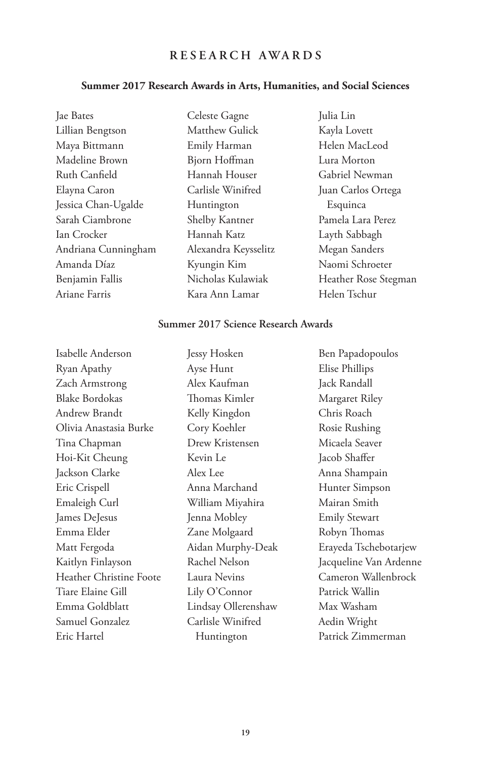# RESEARCH AWARDS

### Summer 2017 Research Awards in Arts, Humanities, and Social Sciences

Jae Bates
Lillian Bengtson
Maya Bittmann
Madeline Brown
Ruth Canfield
Elayna Caron
Jessica Chan-Ugalde
Sarah Ciambrone
Ian Crocker
Andriana Cunningham
Amanda Díaz
Benjamin Fallis
Ariane Farris
Celeste Gagne
Matthew Gulick
Emily Harman
Bjorn Hoffman
Hannah Houser
Carlisle Winifred Huntington
Shelby Kantner
Hannah Katz
Alexandra Keysselitz
Kyungin Kim
Nicholas Kulawiak
Kara Ann Lamar
Julia Lin
Kayla Lovett
Helen MacLeod
Lura Morton
Gabriel Newman
Juan Carlos Ortega Esquinca
Pamela Lara Perez
Layth Sabbagh
Megan Sanders
Naomi Schroeter
Heather Rose Stegman
Helen Tschur

### Summer 2017 Science Research Awards

Isabelle Anderson
Ryan Apathy
Zach Armstrong
Blake Bordokas
Andrew Brandt
Olivia Anastasia Burke
Tina Chapman
Hoi-Kit Cheung
Jackson Clarke
Eric Crispell
Emaleigh Curl
James DeJesus
Emma Elder
Matt Fergoda
Kaitlyn Finlayson
Heather Christine Foote
Tiare Elaine Gill
Emma Goldblatt
Samuel Gonzalez
Eric Hartel
Jessy Hosken
Ayse Hunt
Alex Kaufman
Thomas Kimler
Kelly Kingdon
Cory Koehler
Drew Kristensen
Kevin Le
Alex Lee
Anna Marchand
William Miyahira
Jenna Mobley
Zane Molgaard
Aidan Murphy-Deak
Rachel Nelson
Laura Nevins
Lily O'Connor
Lindsay Ollerenshaw
Carlisle Winifred Huntington
Ben Papadopoulos
Elise Phillips
Jack Randall
Margaret Riley
Chris Roach
Rosie Rushing
Micaela Seaver
Jacob Shaffer
Anna Shampain
Hunter Simpson
Mairan Smith
Emily Stewart
Robyn Thomas
Erayeda Tschebotarjew
Jacqueline Van Ardenne
Cameron Wallenbrock
Patrick Wallin
Max Washam
Aedin Wright
Patrick Zimmerman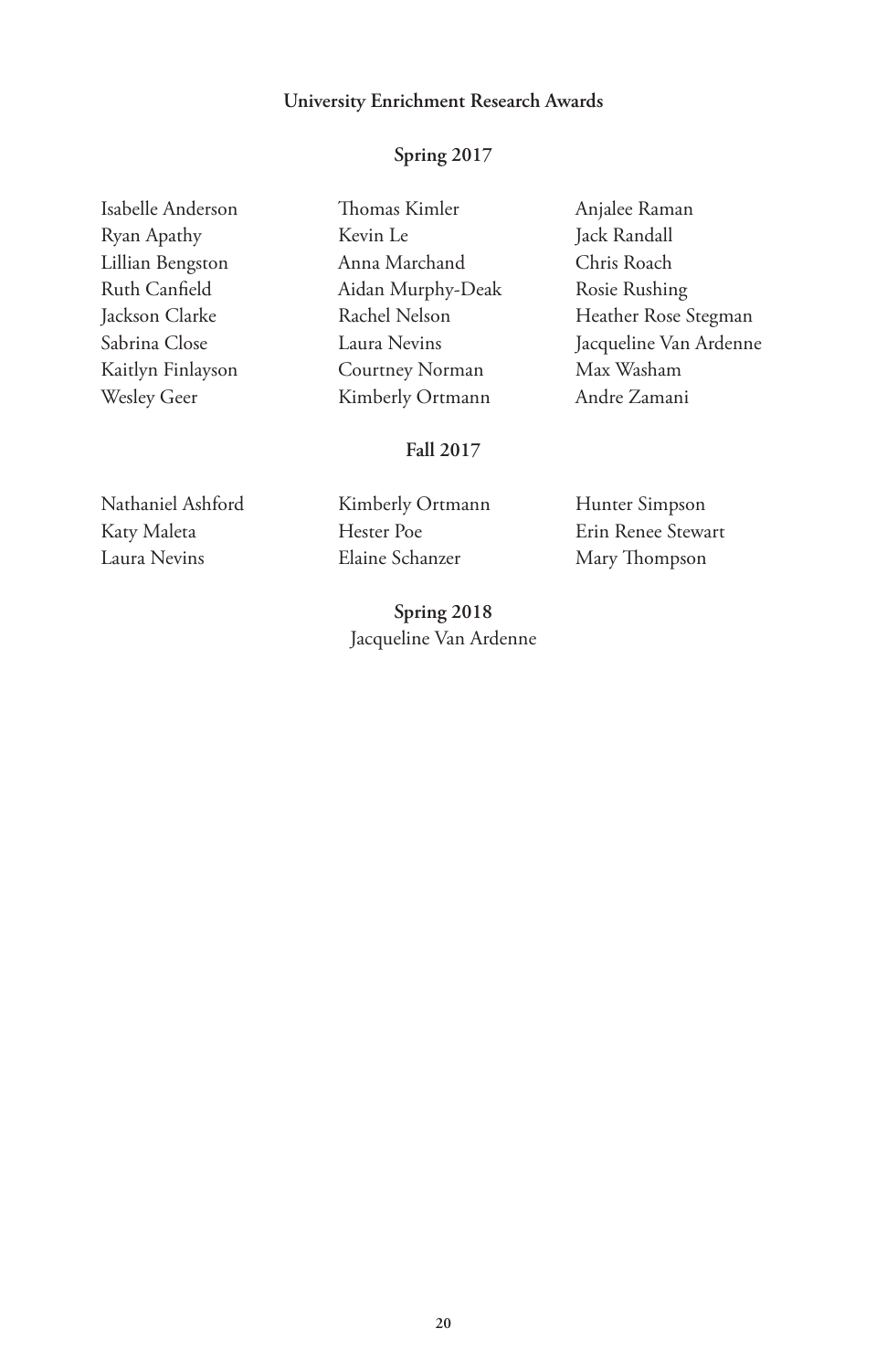## University Enrichment Research Awards

### Spring 2017

Isabelle Anderson
Ryan Apathy
Lillian Bengston
Ruth Canfield
Jackson Clarke
Sabrina Close
Kaitlyn Finlayson
Wesley Geer
Thomas Kimler
Kevin Le
Anna Marchand
Aidan Murphy-Deak
Rachel Nelson
Laura Nevins
Courtney Norman
Kimberly Ortmann
Anjalee Raman
Jack Randall
Chris Roach
Rosie Rushing
Heather Rose Stegman
Jacqueline Van Ardenne
Max Washam
Andre Zamani

### Fall 2017

Nathaniel Ashford
Katy Maleta
Laura Nevins
Kimberly Ortmann
Hester Poe
Elaine Schanzer
Hunter Simpson
Erin Renee Stewart
Mary Thompson

### Spring 2018

Jacqueline Van Ardenne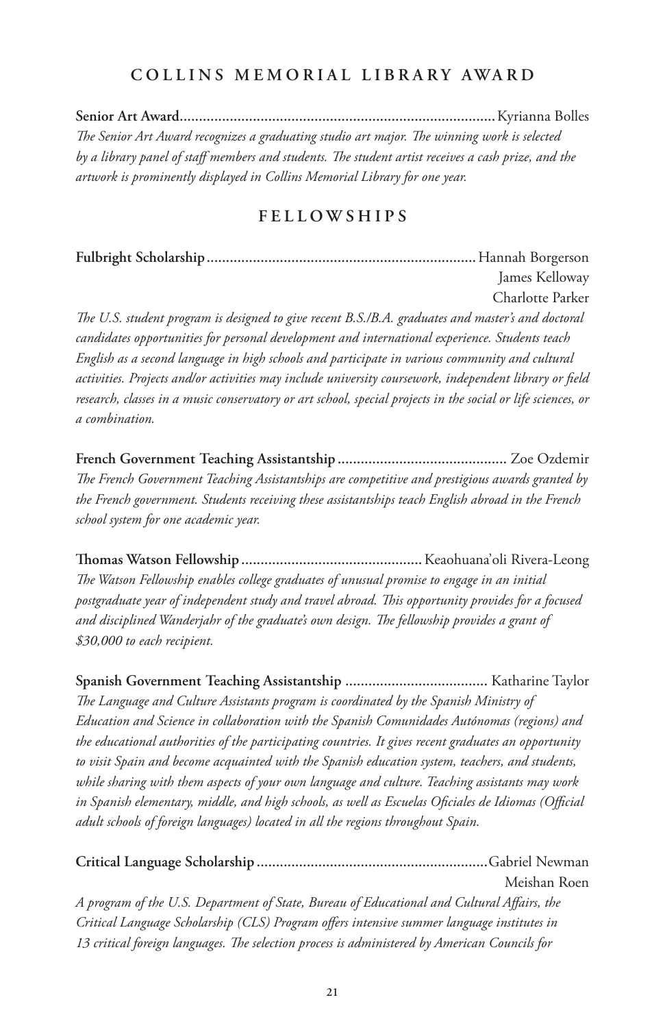## COLLINS MEMORIAL LIBRARY AWARD

**Senior Art Award**................................................................................Kyrianna Bolles

*The Senior Art Award recognizes a graduating studio art major. The winning work is selected by a library panel of staff members and students. The student artist receives a cash prize, and the artwork is prominently displayed in Collins Memorial Library for one year.*

## FELLOWSHIPS

**Fulbright Scholarship**....................................................................Hannah Borgerson
James Kelloway
Charlotte Parker

*The U.S. student program is designed to give recent B.S./B.A. graduates and master's and doctoral candidates opportunities for personal development and international experience. Students teach English as a second language in high schools and participate in various community and cultural activities. Projects and/or activities may include university coursework, independent library or field research, classes in a music conservatory or art school, special projects in the social or life sciences, or a combination.*

**French Government Teaching Assistantship**........................................... Zoe Ozdemir

*The French Government Teaching Assistantships are competitive and prestigious awards granted by the French government. Students receiving these assistantships teach English abroad in the French school system for one academic year.*

**Thomas Watson Fellowship**.............................................Keaohuana'oli Rivera-Leong

*The Watson Fellowship enables college graduates of unusual promise to engage in an initial postgraduate year of independent study and travel abroad. This opportunity provides for a focused and disciplined Wanderjahr of the graduate's own design. The fellowship provides a grant of $30,000 to each recipient.*

**Spanish Government Teaching Assistantship** .................................... Katharine Taylor

*The Language and Culture Assistants program is coordinated by the Spanish Ministry of Education and Science in collaboration with the Spanish Comunidades Autónomas (regions) and the educational authorities of the participating countries. It gives recent graduates an opportunity to visit Spain and become acquainted with the Spanish education system, teachers, and students, while sharing with them aspects of your own language and culture. Teaching assistants may work in Spanish elementary, middle, and high schools, as well as Escuelas Oficiales de Idiomas (Official adult schools of foreign languages) located in all the regions throughout Spain.*

**Critical Language Scholarship**..........................................................Gabriel Newman
Meishan Roen

*A program of the U.S. Department of State, Bureau of Educational and Cultural Affairs, the Critical Language Scholarship (CLS) Program offers intensive summer language institutes in 13 critical foreign languages. The selection process is administered by American Councils for*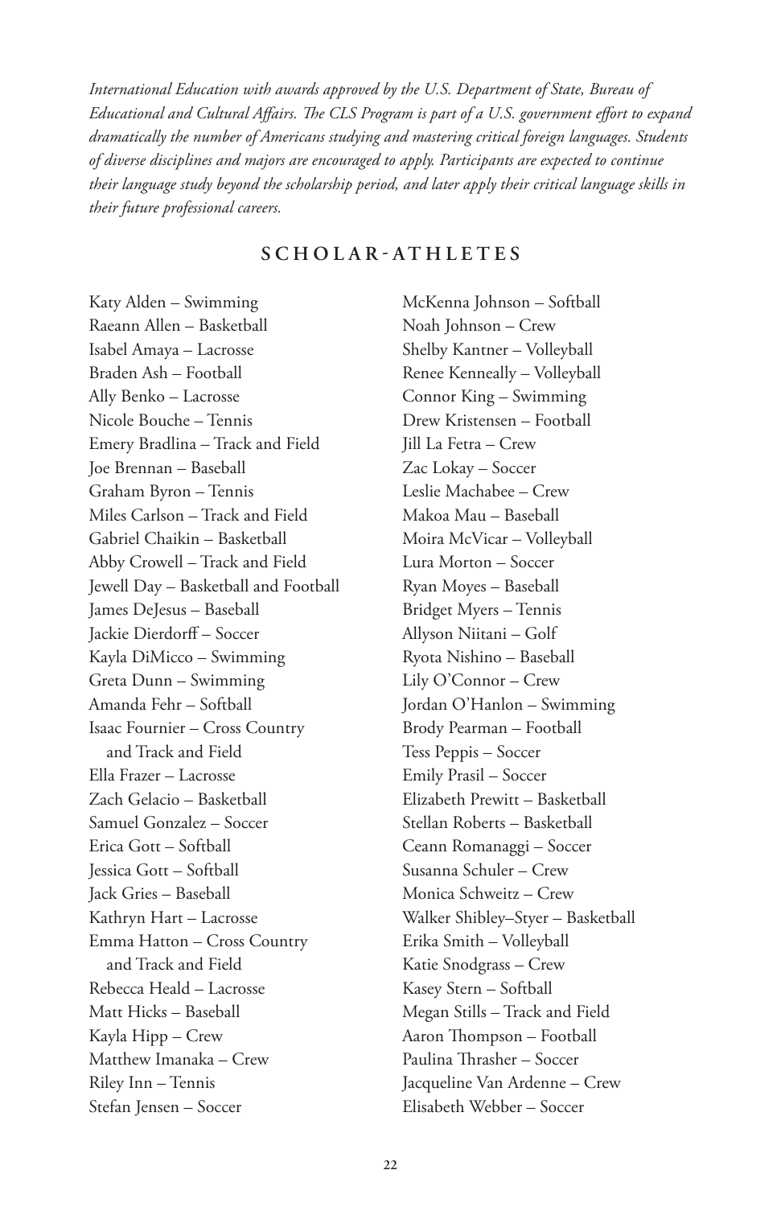*International Education with awards approved by the U.S. Department of State, Bureau of Educational and Cultural Affairs. The CLS Program is part of a U.S. government effort to expand dramatically the number of Americans studying and mastering critical foreign languages. Students of diverse disciplines and majors are encouraged to apply. Participants are expected to continue their language study beyond the scholarship period, and later apply their critical language skills in their future professional careers.*

## SCHOLAR-ATHLETES

Katy Alden – Swimming
Raeann Allen – Basketball
Isabel Amaya – Lacrosse
Braden Ash – Football
Ally Benko – Lacrosse
Nicole Bouche – Tennis
Emery Bradlina – Track and Field
Joe Brennan – Baseball
Graham Byron – Tennis
Miles Carlson – Track and Field
Gabriel Chaikin – Basketball
Abby Crowell – Track and Field
Jewell Day – Basketball and Football
James DeJesus – Baseball
Jackie Dierdorff – Soccer
Kayla DiMicco – Swimming
Greta Dunn – Swimming
Amanda Fehr – Softball
Isaac Fournier – Cross Country and Track and Field
Ella Frazer – Lacrosse
Zach Gelacio – Basketball
Samuel Gonzalez – Soccer
Erica Gott – Softball
Jessica Gott – Softball
Jack Gries – Baseball
Kathryn Hart – Lacrosse
Emma Hatton – Cross Country and Track and Field
Rebecca Heald – Lacrosse
Matt Hicks – Baseball
Kayla Hipp – Crew
Matthew Imanaka – Crew
Riley Inn – Tennis
Stefan Jensen – Soccer
McKenna Johnson – Softball
Noah Johnson – Crew
Shelby Kantner – Volleyball
Renee Kenneally – Volleyball
Connor King – Swimming
Drew Kristensen – Football
Jill La Fetra – Crew
Zac Lokay – Soccer
Leslie Machabee – Crew
Makoa Mau – Baseball
Moira McVicar – Volleyball
Lura Morton – Soccer
Ryan Moyes – Baseball
Bridget Myers – Tennis
Allyson Niitani – Golf
Ryota Nishino – Baseball
Lily O'Connor – Crew
Jordan O'Hanlon – Swimming
Brody Pearman – Football
Tess Peppis – Soccer
Emily Prasil – Soccer
Elizabeth Prewitt – Basketball
Stellan Roberts – Basketball
Ceann Romanaggi – Soccer
Susanna Schuler – Crew
Monica Schweitz – Crew
Walker Shibley–Styer – Basketball
Erika Smith – Volleyball
Katie Snodgrass – Crew
Kasey Stern – Softball
Megan Stills – Track and Field
Aaron Thompson – Football
Paulina Thrasher – Soccer
Jacqueline Van Ardenne – Crew
Elisabeth Webber – Soccer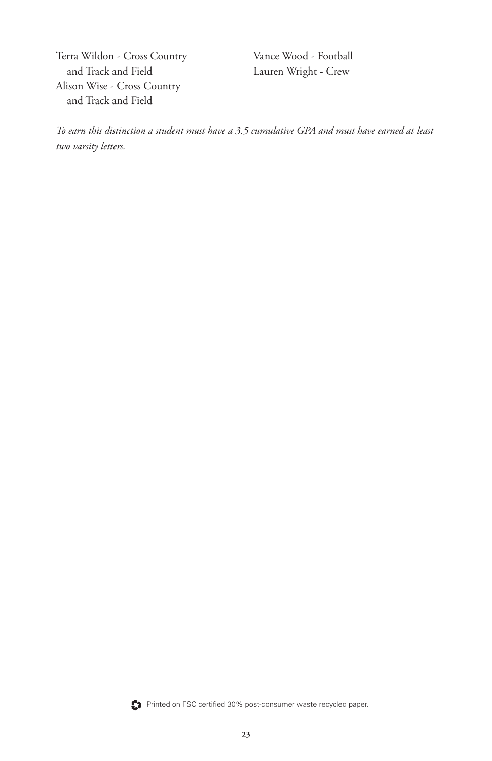Terra Wildon - Cross Country and Track and Field
Alison Wise - Cross Country and Track and Field
Vance Wood - Football
Lauren Wright - Crew

*To earn this distinction a student must have a 3.5 cumulative GPA and must have earned at least two varsity letters.*

Printed on FSC certified 30% post-consumer waste recycled paper.